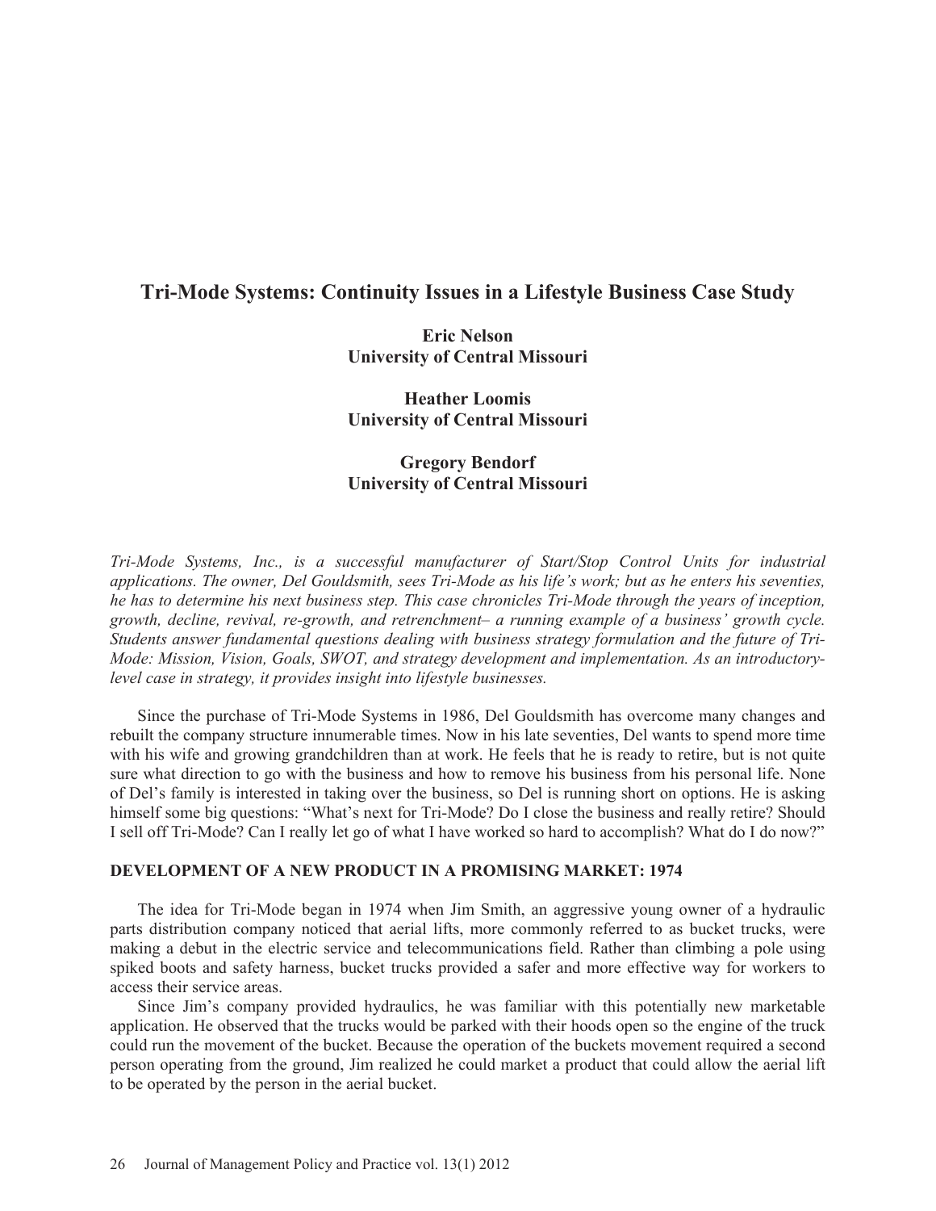# Tri-Mode Systems: Continuity Issues in a Lifestyle Business Case Study

**Eric Nelson**
**University of Central Missouri**

**Heather Loomis**
**University of Central Missouri**

**Gregory Bendorf**
**University of Central Missouri**

*Tri-Mode Systems, Inc., is a successful manufacturer of Start/Stop Control Units for industrial applications. The owner, Del Gouldsmith, sees Tri-Mode as his life's work; but as he enters his seventies, he has to determine his next business step. This case chronicles Tri-Mode through the years of inception, growth, decline, revival, re-growth, and retrenchment– a running example of a business' growth cycle. Students answer fundamental questions dealing with business strategy formulation and the future of Tri-Mode: Mission, Vision, Goals, SWOT, and strategy development and implementation. As an introductory-level case in strategy, it provides insight into lifestyle businesses.*

Since the purchase of Tri-Mode Systems in 1986, Del Gouldsmith has overcome many changes and rebuilt the company structure innumerable times. Now in his late seventies, Del wants to spend more time with his wife and growing grandchildren than at work. He feels that he is ready to retire, but is not quite sure what direction to go with the business and how to remove his business from his personal life. None of Del's family is interested in taking over the business, so Del is running short on options. He is asking himself some big questions: "What's next for Tri-Mode? Do I close the business and really retire? Should I sell off Tri-Mode? Can I really let go of what I have worked so hard to accomplish? What do I do now?"

## DEVELOPMENT OF A NEW PRODUCT IN A PROMISING MARKET: 1974

The idea for Tri-Mode began in 1974 when Jim Smith, an aggressive young owner of a hydraulic parts distribution company noticed that aerial lifts, more commonly referred to as bucket trucks, were making a debut in the electric service and telecommunications field. Rather than climbing a pole using spiked boots and safety harness, bucket trucks provided a safer and more effective way for workers to access their service areas.

Since Jim's company provided hydraulics, he was familiar with this potentially new marketable application. He observed that the trucks would be parked with their hoods open so the engine of the truck could run the movement of the bucket. Because the operation of the buckets movement required a second person operating from the ground, Jim realized he could market a product that could allow the aerial lift to be operated by the person in the aerial bucket.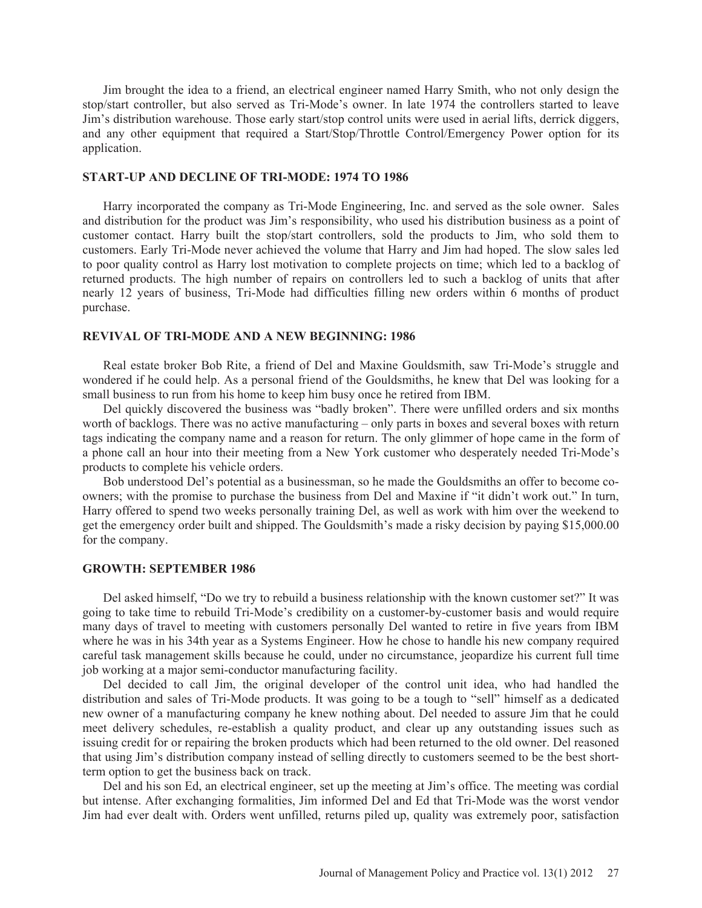Jim brought the idea to a friend, an electrical engineer named Harry Smith, who not only design the stop/start controller, but also served as Tri-Mode's owner. In late 1974 the controllers started to leave Jim's distribution warehouse. Those early start/stop control units were used in aerial lifts, derrick diggers, and any other equipment that required a Start/Stop/Throttle Control/Emergency Power option for its application.

## START-UP AND DECLINE OF TRI-MODE: 1974 TO 1986

Harry incorporated the company as Tri-Mode Engineering, Inc. and served as the sole owner. Sales and distribution for the product was Jim's responsibility, who used his distribution business as a point of customer contact. Harry built the stop/start controllers, sold the products to Jim, who sold them to customers. Early Tri-Mode never achieved the volume that Harry and Jim had hoped. The slow sales led to poor quality control as Harry lost motivation to complete projects on time; which led to a backlog of returned products. The high number of repairs on controllers led to such a backlog of units that after nearly 12 years of business, Tri-Mode had difficulties filling new orders within 6 months of product purchase.

## REVIVAL OF TRI-MODE AND A NEW BEGINNING: 1986

Real estate broker Bob Rite, a friend of Del and Maxine Gouldsmith, saw Tri-Mode's struggle and wondered if he could help. As a personal friend of the Gouldsmiths, he knew that Del was looking for a small business to run from his home to keep him busy once he retired from IBM.

Del quickly discovered the business was "badly broken". There were unfilled orders and six months worth of backlogs. There was no active manufacturing – only parts in boxes and several boxes with return tags indicating the company name and a reason for return. The only glimmer of hope came in the form of a phone call an hour into their meeting from a New York customer who desperately needed Tri-Mode's products to complete his vehicle orders.

Bob understood Del's potential as a businessman, so he made the Gouldsmiths an offer to become co-owners; with the promise to purchase the business from Del and Maxine if "it didn't work out." In turn, Harry offered to spend two weeks personally training Del, as well as work with him over the weekend to get the emergency order built and shipped. The Gouldsmith's made a risky decision by paying $15,000.00 for the company.

## GROWTH: SEPTEMBER 1986

Del asked himself, "Do we try to rebuild a business relationship with the known customer set?" It was going to take time to rebuild Tri-Mode's credibility on a customer-by-customer basis and would require many days of travel to meeting with customers personally Del wanted to retire in five years from IBM where he was in his 34th year as a Systems Engineer. How he chose to handle his new company required careful task management skills because he could, under no circumstance, jeopardize his current full time job working at a major semi-conductor manufacturing facility.

Del decided to call Jim, the original developer of the control unit idea, who had handled the distribution and sales of Tri-Mode products. It was going to be a tough to "sell" himself as a dedicated new owner of a manufacturing company he knew nothing about. Del needed to assure Jim that he could meet delivery schedules, re-establish a quality product, and clear up any outstanding issues such as issuing credit for or repairing the broken products which had been returned to the old owner. Del reasoned that using Jim's distribution company instead of selling directly to customers seemed to be the best short-term option to get the business back on track.

Del and his son Ed, an electrical engineer, set up the meeting at Jim's office. The meeting was cordial but intense. After exchanging formalities, Jim informed Del and Ed that Tri-Mode was the worst vendor Jim had ever dealt with. Orders went unfilled, returns piled up, quality was extremely poor, satisfaction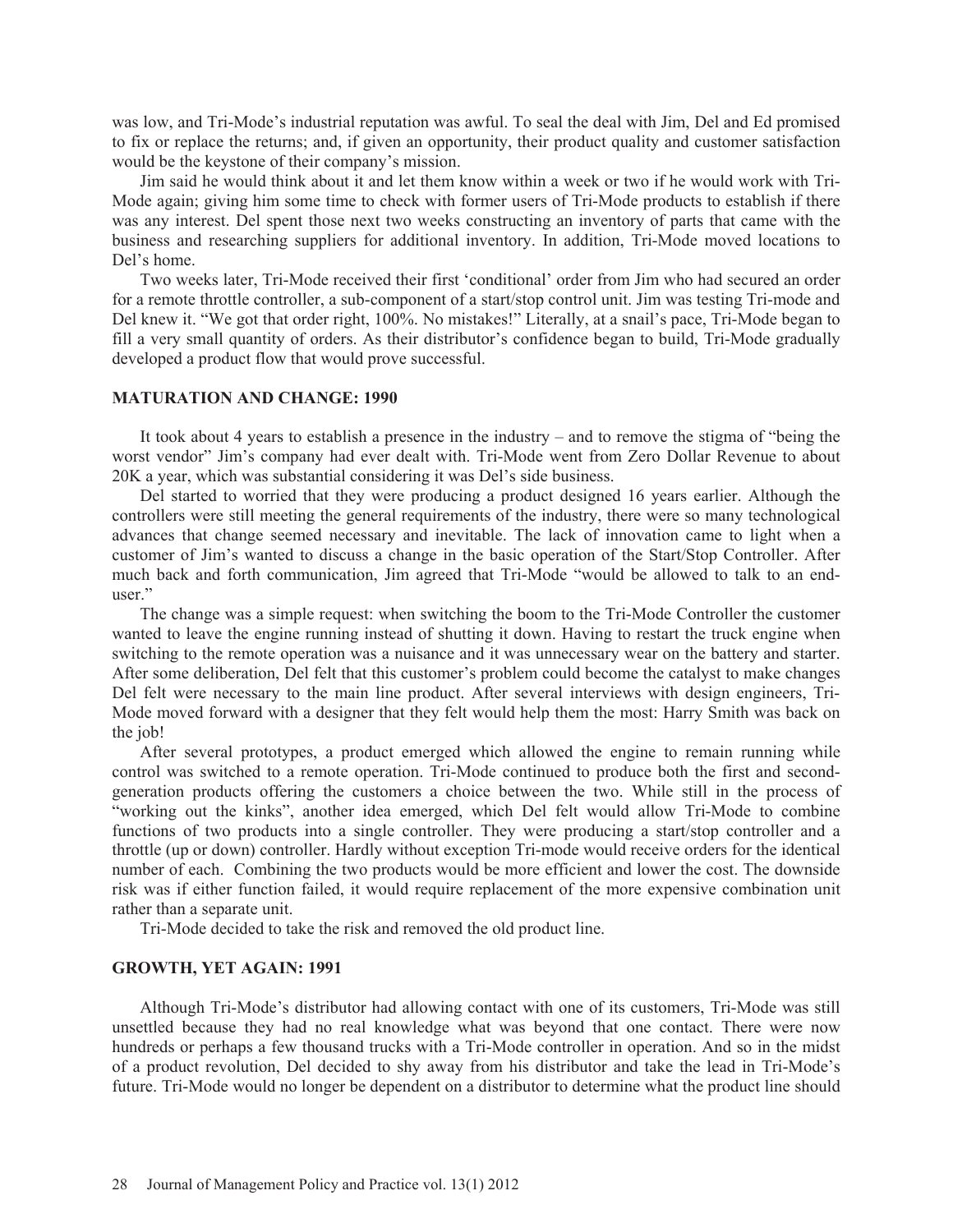was low, and Tri-Mode's industrial reputation was awful. To seal the deal with Jim, Del and Ed promised to fix or replace the returns; and, if given an opportunity, their product quality and customer satisfaction would be the keystone of their company's mission.

Jim said he would think about it and let them know within a week or two if he would work with Tri-Mode again; giving him some time to check with former users of Tri-Mode products to establish if there was any interest. Del spent those next two weeks constructing an inventory of parts that came with the business and researching suppliers for additional inventory. In addition, Tri-Mode moved locations to Del's home.

Two weeks later, Tri-Mode received their first 'conditional' order from Jim who had secured an order for a remote throttle controller, a sub-component of a start/stop control unit. Jim was testing Tri-mode and Del knew it. "We got that order right, 100%. No mistakes!" Literally, at a snail's pace, Tri-Mode began to fill a very small quantity of orders. As their distributor's confidence began to build, Tri-Mode gradually developed a product flow that would prove successful.

## MATURATION AND CHANGE: 1990

It took about 4 years to establish a presence in the industry – and to remove the stigma of "being the worst vendor" Jim's company had ever dealt with. Tri-Mode went from Zero Dollar Revenue to about 20K a year, which was substantial considering it was Del's side business.

Del started to worried that they were producing a product designed 16 years earlier. Although the controllers were still meeting the general requirements of the industry, there were so many technological advances that change seemed necessary and inevitable. The lack of innovation came to light when a customer of Jim's wanted to discuss a change in the basic operation of the Start/Stop Controller. After much back and forth communication, Jim agreed that Tri-Mode "would be allowed to talk to an end-user."

The change was a simple request: when switching the boom to the Tri-Mode Controller the customer wanted to leave the engine running instead of shutting it down. Having to restart the truck engine when switching to the remote operation was a nuisance and it was unnecessary wear on the battery and starter. After some deliberation, Del felt that this customer's problem could become the catalyst to make changes Del felt were necessary to the main line product. After several interviews with design engineers, Tri-Mode moved forward with a designer that they felt would help them the most: Harry Smith was back on the job!

After several prototypes, a product emerged which allowed the engine to remain running while control was switched to a remote operation. Tri-Mode continued to produce both the first and second-generation products offering the customers a choice between the two. While still in the process of "working out the kinks", another idea emerged, which Del felt would allow Tri-Mode to combine functions of two products into a single controller. They were producing a start/stop controller and a throttle (up or down) controller. Hardly without exception Tri-mode would receive orders for the identical number of each. Combining the two products would be more efficient and lower the cost. The downside risk was if either function failed, it would require replacement of the more expensive combination unit rather than a separate unit.

Tri-Mode decided to take the risk and removed the old product line.

## GROWTH, YET AGAIN: 1991

Although Tri-Mode's distributor had allowing contact with one of its customers, Tri-Mode was still unsettled because they had no real knowledge what was beyond that one contact. There were now hundreds or perhaps a few thousand trucks with a Tri-Mode controller in operation. And so in the midst of a product revolution, Del decided to shy away from his distributor and take the lead in Tri-Mode's future. Tri-Mode would no longer be dependent on a distributor to determine what the product line should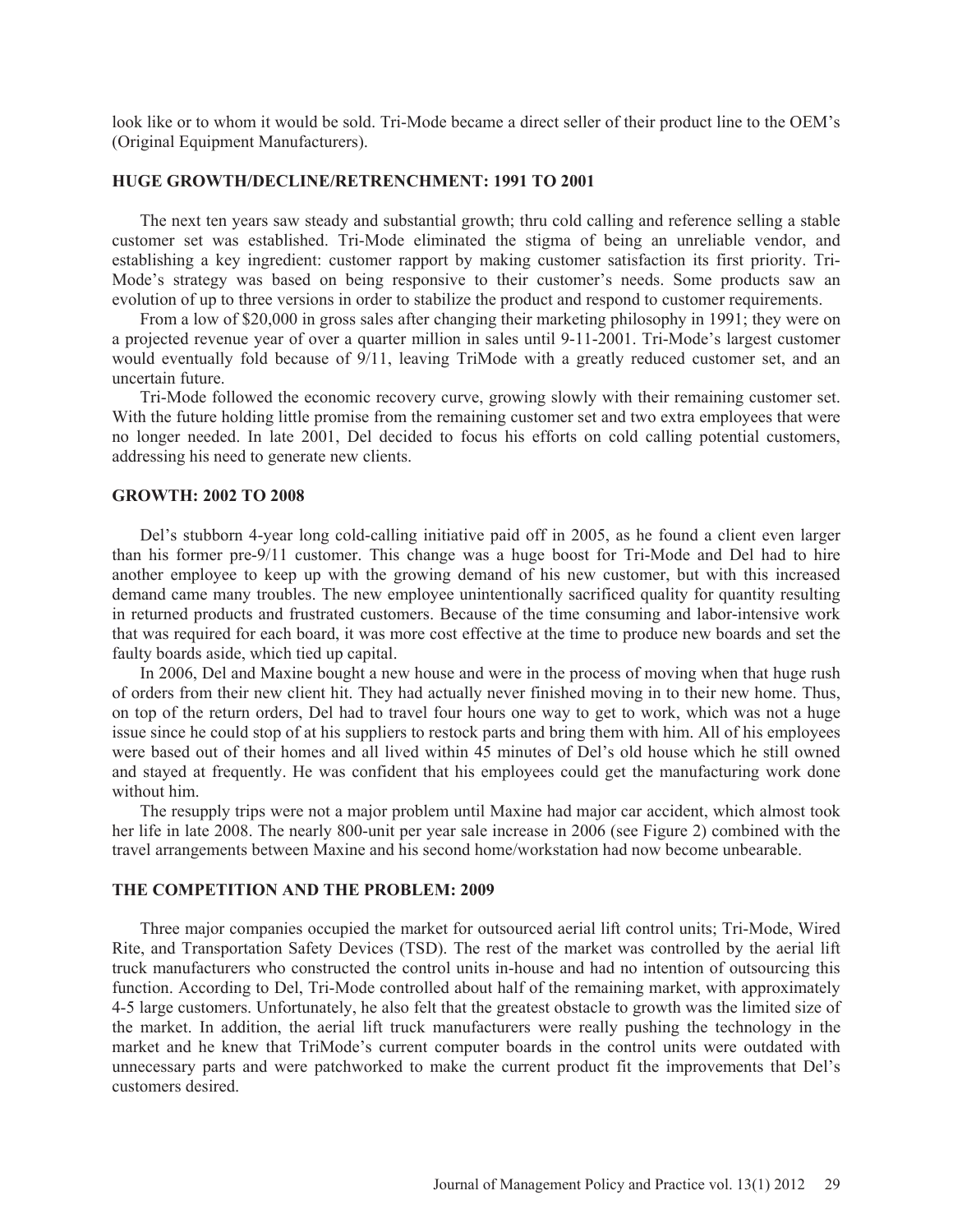look like or to whom it would be sold. Tri-Mode became a direct seller of their product line to the OEM's (Original Equipment Manufacturers).

## HUGE GROWTH/DECLINE/RETRENCHMENT: 1991 TO 2001

The next ten years saw steady and substantial growth; thru cold calling and reference selling a stable customer set was established. Tri-Mode eliminated the stigma of being an unreliable vendor, and establishing a key ingredient: customer rapport by making customer satisfaction its first priority. Tri-Mode's strategy was based on being responsive to their customer's needs. Some products saw an evolution of up to three versions in order to stabilize the product and respond to customer requirements.

From a low of $20,000 in gross sales after changing their marketing philosophy in 1991; they were on a projected revenue year of over a quarter million in sales until 9-11-2001. Tri-Mode's largest customer would eventually fold because of 9/11, leaving TriMode with a greatly reduced customer set, and an uncertain future.

Tri-Mode followed the economic recovery curve, growing slowly with their remaining customer set. With the future holding little promise from the remaining customer set and two extra employees that were no longer needed. In late 2001, Del decided to focus his efforts on cold calling potential customers, addressing his need to generate new clients.

## GROWTH: 2002 TO 2008

Del's stubborn 4-year long cold-calling initiative paid off in 2005, as he found a client even larger than his former pre-9/11 customer. This change was a huge boost for Tri-Mode and Del had to hire another employee to keep up with the growing demand of his new customer, but with this increased demand came many troubles. The new employee unintentionally sacrificed quality for quantity resulting in returned products and frustrated customers. Because of the time consuming and labor-intensive work that was required for each board, it was more cost effective at the time to produce new boards and set the faulty boards aside, which tied up capital.

In 2006, Del and Maxine bought a new house and were in the process of moving when that huge rush of orders from their new client hit. They had actually never finished moving in to their new home. Thus, on top of the return orders, Del had to travel four hours one way to get to work, which was not a huge issue since he could stop of at his suppliers to restock parts and bring them with him. All of his employees were based out of their homes and all lived within 45 minutes of Del's old house which he still owned and stayed at frequently. He was confident that his employees could get the manufacturing work done without him.

The resupply trips were not a major problem until Maxine had major car accident, which almost took her life in late 2008. The nearly 800-unit per year sale increase in 2006 (see Figure 2) combined with the travel arrangements between Maxine and his second home/workstation had now become unbearable.

## THE COMPETITION AND THE PROBLEM: 2009

Three major companies occupied the market for outsourced aerial lift control units; Tri-Mode, Wired Rite, and Transportation Safety Devices (TSD). The rest of the market was controlled by the aerial lift truck manufacturers who constructed the control units in-house and had no intention of outsourcing this function. According to Del, Tri-Mode controlled about half of the remaining market, with approximately 4-5 large customers. Unfortunately, he also felt that the greatest obstacle to growth was the limited size of the market. In addition, the aerial lift truck manufacturers were really pushing the technology in the market and he knew that TriMode's current computer boards in the control units were outdated with unnecessary parts and were patchworked to make the current product fit the improvements that Del's customers desired.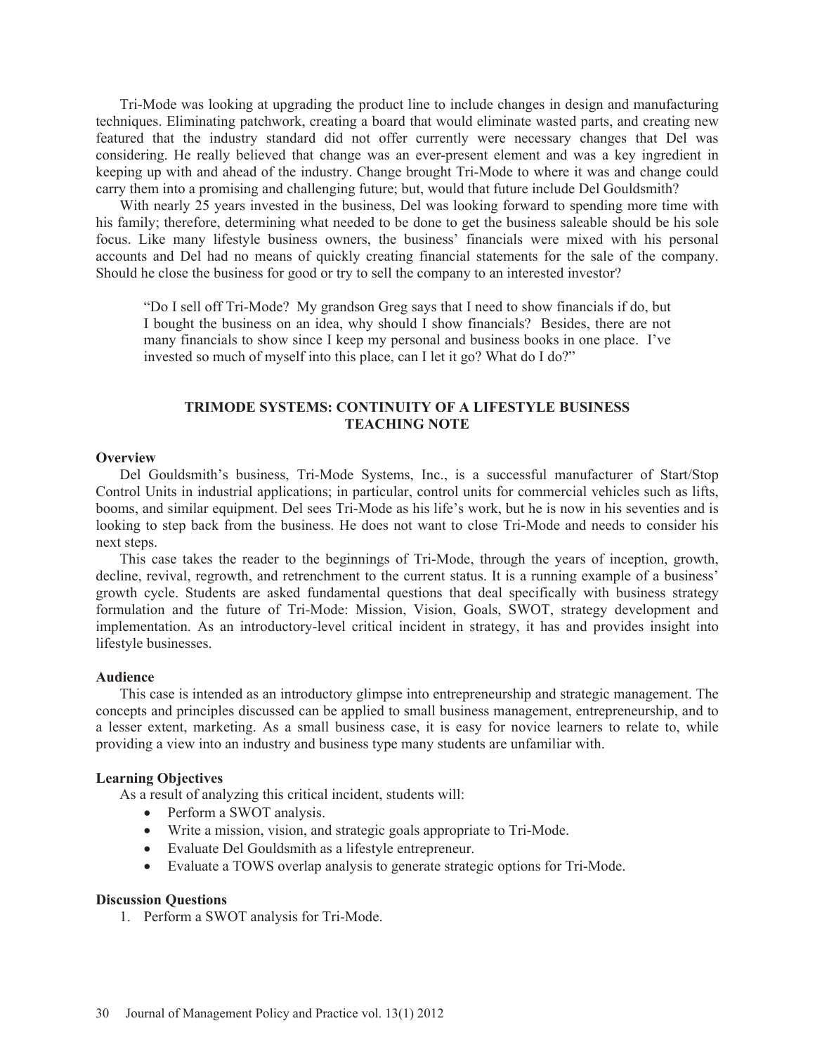Tri-Mode was looking at upgrading the product line to include changes in design and manufacturing techniques. Eliminating patchwork, creating a board that would eliminate wasted parts, and creating new featured that the industry standard did not offer currently were necessary changes that Del was considering. He really believed that change was an ever-present element and was a key ingredient in keeping up with and ahead of the industry. Change brought Tri-Mode to where it was and change could carry them into a promising and challenging future; but, would that future include Del Gouldsmith?

With nearly 25 years invested in the business, Del was looking forward to spending more time with his family; therefore, determining what needed to be done to get the business saleable should be his sole focus. Like many lifestyle business owners, the business' financials were mixed with his personal accounts and Del had no means of quickly creating financial statements for the sale of the company. Should he close the business for good or try to sell the company to an interested investor?

> "Do I sell off Tri-Mode? My grandson Greg says that I need to show financials if do, but I bought the business on an idea, why should I show financials? Besides, there are not many financials to show since I keep my personal and business books in one place. I've invested so much of myself into this place, can I let it go? What do I do?"

## TRIMODE SYSTEMS: CONTINUITY OF A LIFESTYLE BUSINESS TEACHING NOTE

### Overview

Del Gouldsmith's business, Tri-Mode Systems, Inc., is a successful manufacturer of Start/Stop Control Units in industrial applications; in particular, control units for commercial vehicles such as lifts, booms, and similar equipment. Del sees Tri-Mode as his life's work, but he is now in his seventies and is looking to step back from the business. He does not want to close Tri-Mode and needs to consider his next steps.

This case takes the reader to the beginnings of Tri-Mode, through the years of inception, growth, decline, revival, regrowth, and retrenchment to the current status. It is a running example of a business' growth cycle. Students are asked fundamental questions that deal specifically with business strategy formulation and the future of Tri-Mode: Mission, Vision, Goals, SWOT, strategy development and implementation. As an introductory-level critical incident in strategy, it has and provides insight into lifestyle businesses.

### Audience

This case is intended as an introductory glimpse into entrepreneurship and strategic management. The concepts and principles discussed can be applied to small business management, entrepreneurship, and to a lesser extent, marketing. As a small business case, it is easy for novice learners to relate to, while providing a view into an industry and business type many students are unfamiliar with.

### Learning Objectives

As a result of analyzing this critical incident, students will:

- Perform a SWOT analysis.
- Write a mission, vision, and strategic goals appropriate to Tri-Mode.
- Evaluate Del Gouldsmith as a lifestyle entrepreneur.
- Evaluate a TOWS overlap analysis to generate strategic options for Tri-Mode.

### Discussion Questions

1. Perform a SWOT analysis for Tri-Mode.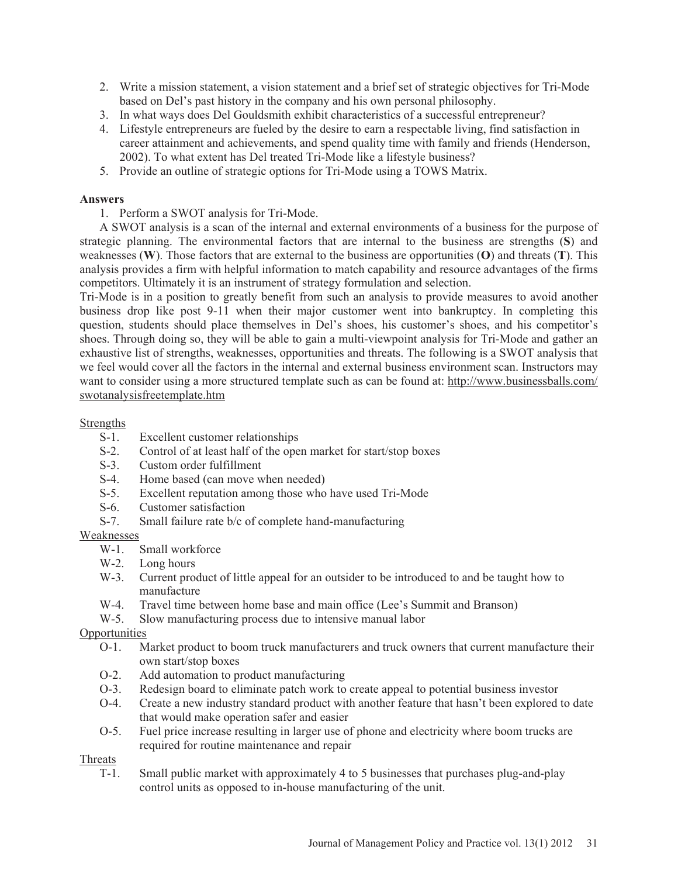2. Write a mission statement, a vision statement and a brief set of strategic objectives for Tri-Mode based on Del's past history in the company and his own personal philosophy.
3. In what ways does Del Gouldsmith exhibit characteristics of a successful entrepreneur?
4. Lifestyle entrepreneurs are fueled by the desire to earn a respectable living, find satisfaction in career attainment and achievements, and spend quality time with family and friends (Henderson, 2002). To what extent has Del treated Tri-Mode like a lifestyle business?
5. Provide an outline of strategic options for Tri-Mode using a TOWS Matrix.

**Answers**

1. Perform a SWOT analysis for Tri-Mode.

A SWOT analysis is a scan of the internal and external environments of a business for the purpose of strategic planning. The environmental factors that are internal to the business are strengths (**S**) and weaknesses (**W**). Those factors that are external to the business are opportunities (**O**) and threats (**T**). This analysis provides a firm with helpful information to match capability and resource advantages of the firms competitors. Ultimately it is an instrument of strategy formulation and selection.

Tri-Mode is in a position to greatly benefit from such an analysis to provide measures to avoid another business drop like post 9-11 when their major customer went into bankruptcy. In completing this question, students should place themselves in Del's shoes, his customer's shoes, and his competitor's shoes. Through doing so, they will be able to gain a multi-viewpoint analysis for Tri-Mode and gather an exhaustive list of strengths, weaknesses, opportunities and threats. The following is a SWOT analysis that we feel would cover all the factors in the internal and external business environment scan. Instructors may want to consider using a more structured template such as can be found at: http://www.businessballs.com/swotanalysisfreetemplate.htm

Strengths

- S-1. Excellent customer relationships
- S-2. Control of at least half of the open market for start/stop boxes
- S-3. Custom order fulfillment
- S-4. Home based (can move when needed)
- S-5. Excellent reputation among those who have used Tri-Mode
- S-6. Customer satisfaction
- S-7. Small failure rate b/c of complete hand-manufacturing

Weaknesses

- W-1. Small workforce
- W-2. Long hours
- W-3. Current product of little appeal for an outsider to be introduced to and be taught how to manufacture
- W-4. Travel time between home base and main office (Lee's Summit and Branson)
- W-5. Slow manufacturing process due to intensive manual labor

Opportunities

- O-1. Market product to boom truck manufacturers and truck owners that current manufacture their own start/stop boxes
- O-2. Add automation to product manufacturing
- O-3. Redesign board to eliminate patch work to create appeal to potential business investor
- O-4. Create a new industry standard product with another feature that hasn't been explored to date that would make operation safer and easier
- O-5. Fuel price increase resulting in larger use of phone and electricity where boom trucks are required for routine maintenance and repair

Threats

- T-1. Small public market with approximately 4 to 5 businesses that purchases plug-and-play control units as opposed to in-house manufacturing of the unit.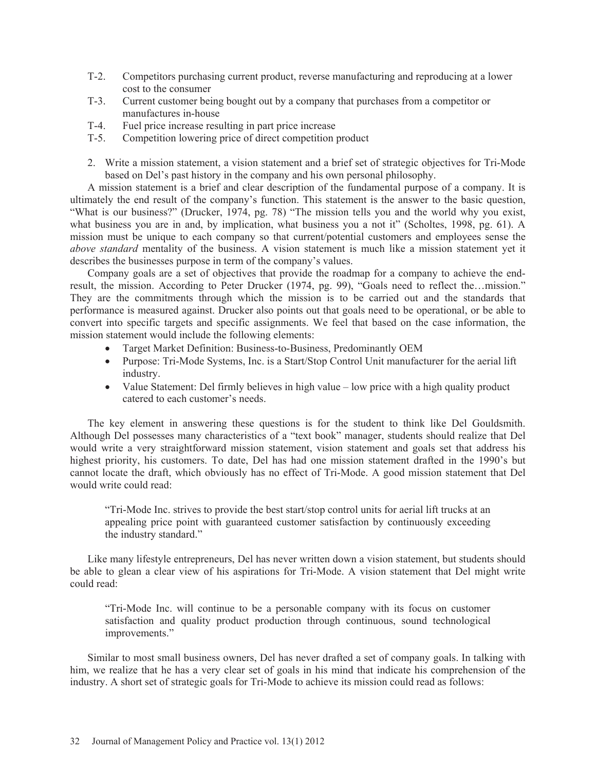T-2. Competitors purchasing current product, reverse manufacturing and reproducing at a lower cost to the consumer

T-3. Current customer being bought out by a company that purchases from a competitor or manufactures in-house

T-4. Fuel price increase resulting in part price increase

T-5. Competition lowering price of direct competition product

2. Write a mission statement, a vision statement and a brief set of strategic objectives for Tri-Mode based on Del's past history in the company and his own personal philosophy.

A mission statement is a brief and clear description of the fundamental purpose of a company. It is ultimately the end result of the company's function. This statement is the answer to the basic question, "What is our business?" (Drucker, 1974, pg. 78) "The mission tells you and the world why you exist, what business you are in and, by implication, what business you a not it" (Scholtes, 1998, pg. 61). A mission must be unique to each company so that current/potential customers and employees sense the *above standard* mentality of the business. A vision statement is much like a mission statement yet it describes the businesses purpose in term of the company's values.

Company goals are a set of objectives that provide the roadmap for a company to achieve the end-result, the mission. According to Peter Drucker (1974, pg. 99), "Goals need to reflect the…mission." They are the commitments through which the mission is to be carried out and the standards that performance is measured against. Drucker also points out that goals need to be operational, or be able to convert into specific targets and specific assignments. We feel that based on the case information, the mission statement would include the following elements:

- Target Market Definition: Business-to-Business, Predominantly OEM
- Purpose: Tri-Mode Systems, Inc. is a Start/Stop Control Unit manufacturer for the aerial lift industry.
- Value Statement: Del firmly believes in high value – low price with a high quality product catered to each customer's needs.

The key element in answering these questions is for the student to think like Del Gouldsmith. Although Del possesses many characteristics of a "text book" manager, students should realize that Del would write a very straightforward mission statement, vision statement and goals set that address his highest priority, his customers. To date, Del has had one mission statement drafted in the 1990's but cannot locate the draft, which obviously has no effect of Tri-Mode. A good mission statement that Del would write could read:

> "Tri-Mode Inc. strives to provide the best start/stop control units for aerial lift trucks at an appealing price point with guaranteed customer satisfaction by continuously exceeding the industry standard."

Like many lifestyle entrepreneurs, Del has never written down a vision statement, but students should be able to glean a clear view of his aspirations for Tri-Mode. A vision statement that Del might write could read:

> "Tri-Mode Inc. will continue to be a personable company with its focus on customer satisfaction and quality product production through continuous, sound technological improvements."

Similar to most small business owners, Del has never drafted a set of company goals. In talking with him, we realize that he has a very clear set of goals in his mind that indicate his comprehension of the industry. A short set of strategic goals for Tri-Mode to achieve its mission could read as follows: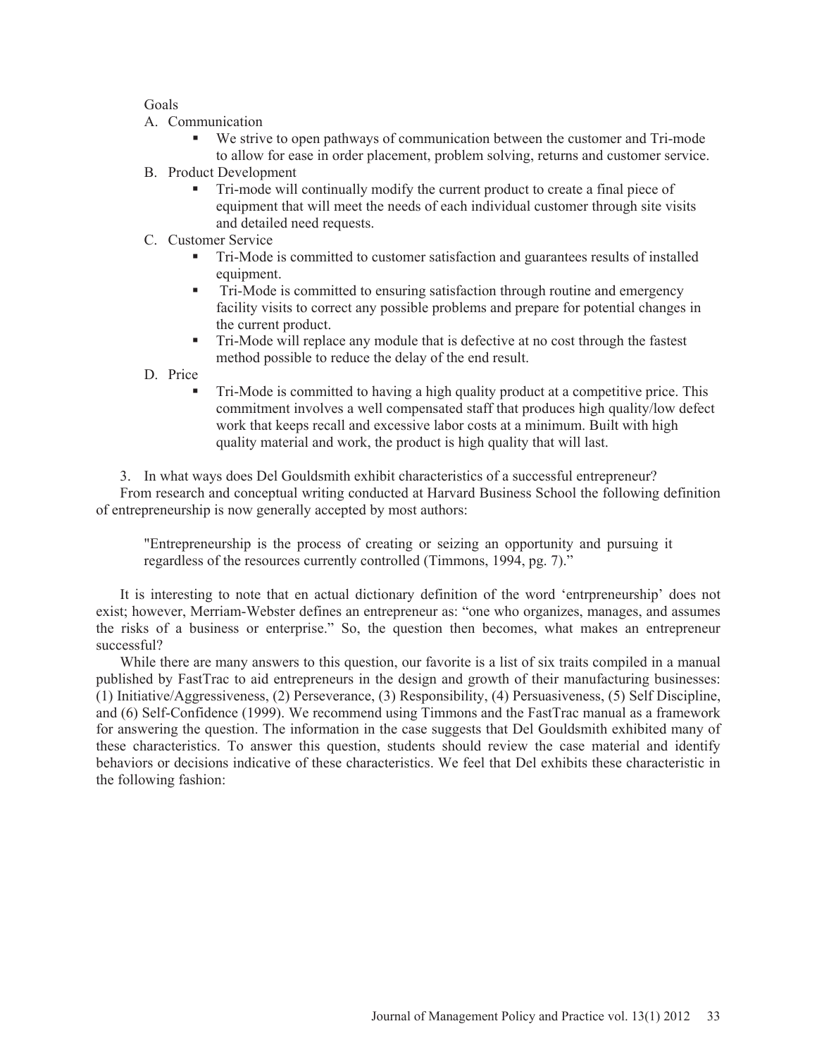Goals

A. Communication
   - We strive to open pathways of communication between the customer and Tri-mode to allow for ease in order placement, problem solving, returns and customer service.

B. Product Development
   - Tri-mode will continually modify the current product to create a final piece of equipment that will meet the needs of each individual customer through site visits and detailed need requests.

C. Customer Service
   - Tri-Mode is committed to customer satisfaction and guarantees results of installed equipment.
   - Tri-Mode is committed to ensuring satisfaction through routine and emergency facility visits to correct any possible problems and prepare for potential changes in the current product.
   - Tri-Mode will replace any module that is defective at no cost through the fastest method possible to reduce the delay of the end result.

D. Price
   - Tri-Mode is committed to having a high quality product at a competitive price. This commitment involves a well compensated staff that produces high quality/low defect work that keeps recall and excessive labor costs at a minimum. Built with high quality material and work, the product is high quality that will last.

3. In what ways does Del Gouldsmith exhibit characteristics of a successful entrepreneur?

From research and conceptual writing conducted at Harvard Business School the following definition of entrepreneurship is now generally accepted by most authors:

> "Entrepreneurship is the process of creating or seizing an opportunity and pursuing it regardless of the resources currently controlled (Timmons, 1994, pg. 7)."

It is interesting to note that en actual dictionary definition of the word 'entrpreneurship' does not exist; however, Merriam-Webster defines an entrepreneur as: "one who organizes, manages, and assumes the risks of a business or enterprise." So, the question then becomes, what makes an entrepreneur successful?

While there are many answers to this question, our favorite is a list of six traits compiled in a manual published by FastTrac to aid entrepreneurs in the design and growth of their manufacturing businesses: (1) Initiative/Aggressiveness, (2) Perseverance, (3) Responsibility, (4) Persuasiveness, (5) Self Discipline, and (6) Self-Confidence (1999). We recommend using Timmons and the FastTrac manual as a framework for answering the question. The information in the case suggests that Del Gouldsmith exhibited many of these characteristics. To answer this question, students should review the case material and identify behaviors or decisions indicative of these characteristics. We feel that Del exhibits these characteristic in the following fashion: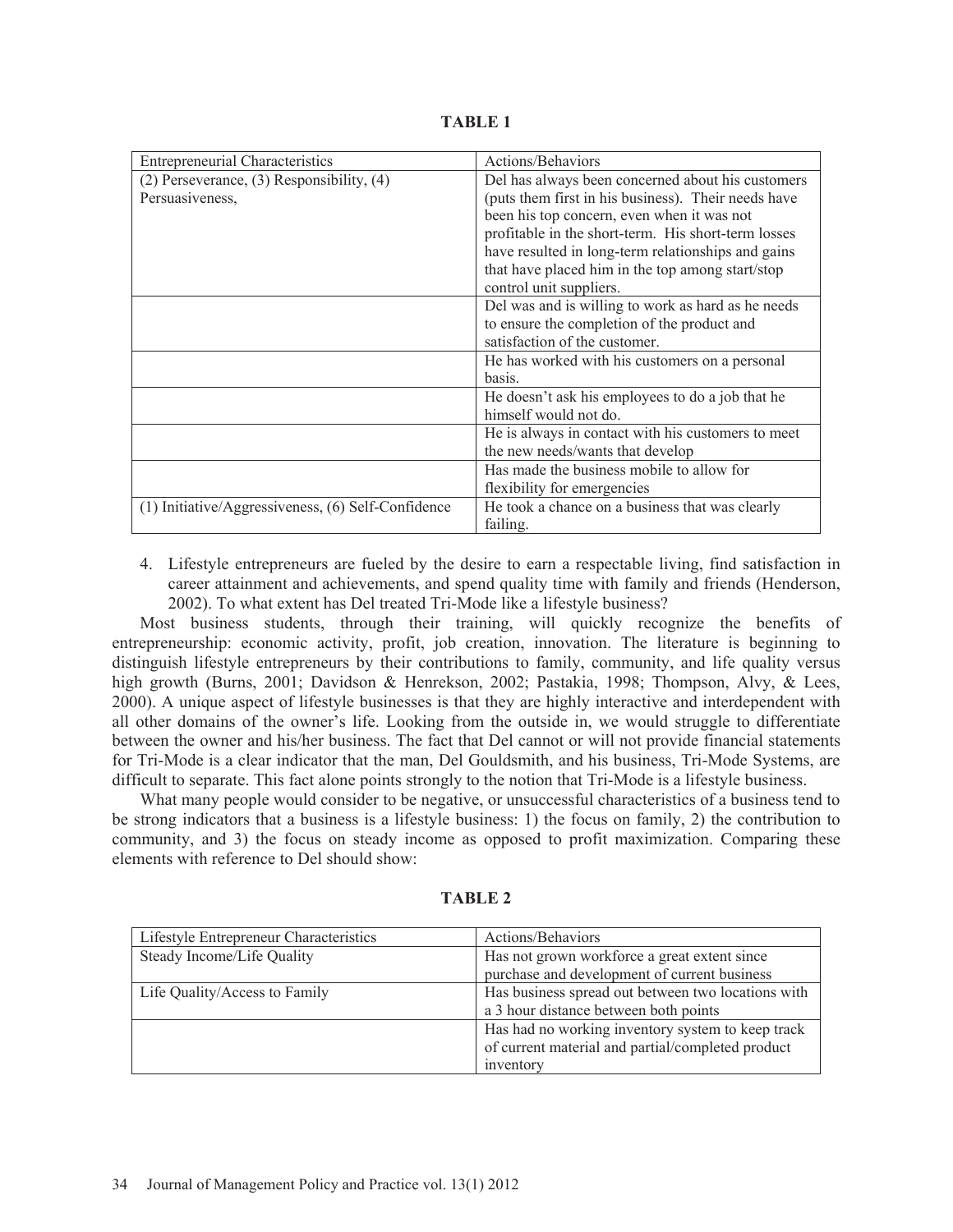**TABLE 1**

| Entrepreneurial Characteristics | Actions/Behaviors |
|---|---|
| (2) Perseverance, (3) Responsibility, (4) Persuasiveness, | Del has always been concerned about his customers (puts them first in his business). Their needs have been his top concern, even when it was not profitable in the short-term. His short-term losses have resulted in long-term relationships and gains that have placed him in the top among start/stop control unit suppliers. |
| | Del was and is willing to work as hard as he needs to ensure the completion of the product and satisfaction of the customer. |
| | He has worked with his customers on a personal basis. |
| | He doesn't ask his employees to do a job that he himself would not do. |
| | He is always in contact with his customers to meet the new needs/wants that develop |
| | Has made the business mobile to allow for flexibility for emergencies |
| (1) Initiative/Aggressiveness, (6) Self-Confidence | He took a chance on a business that was clearly failing. |

4. Lifestyle entrepreneurs are fueled by the desire to earn a respectable living, find satisfaction in career attainment and achievements, and spend quality time with family and friends (Henderson, 2002). To what extent has Del treated Tri-Mode like a lifestyle business?

Most business students, through their training, will quickly recognize the benefits of entrepreneurship: economic activity, profit, job creation, innovation. The literature is beginning to distinguish lifestyle entrepreneurs by their contributions to family, community, and life quality versus high growth (Burns, 2001; Davidson & Henrekson, 2002; Pastakia, 1998; Thompson, Alvy, & Lees, 2000). A unique aspect of lifestyle businesses is that they are highly interactive and interdependent with all other domains of the owner's life. Looking from the outside in, we would struggle to differentiate between the owner and his/her business. The fact that Del cannot or will not provide financial statements for Tri-Mode is a clear indicator that the man, Del Gouldsmith, and his business, Tri-Mode Systems, are difficult to separate. This fact alone points strongly to the notion that Tri-Mode is a lifestyle business.

What many people would consider to be negative, or unsuccessful characteristics of a business tend to be strong indicators that a business is a lifestyle business: 1) the focus on family, 2) the contribution to community, and 3) the focus on steady income as opposed to profit maximization. Comparing these elements with reference to Del should show:

**TABLE 2**

| Lifestyle Entrepreneur Characteristics | Actions/Behaviors |
|---|---|
| Steady Income/Life Quality | Has not grown workforce a great extent since purchase and development of current business |
| Life Quality/Access to Family | Has business spread out between two locations with a 3 hour distance between both points |
| | Has had no working inventory system to keep track of current material and partial/completed product inventory |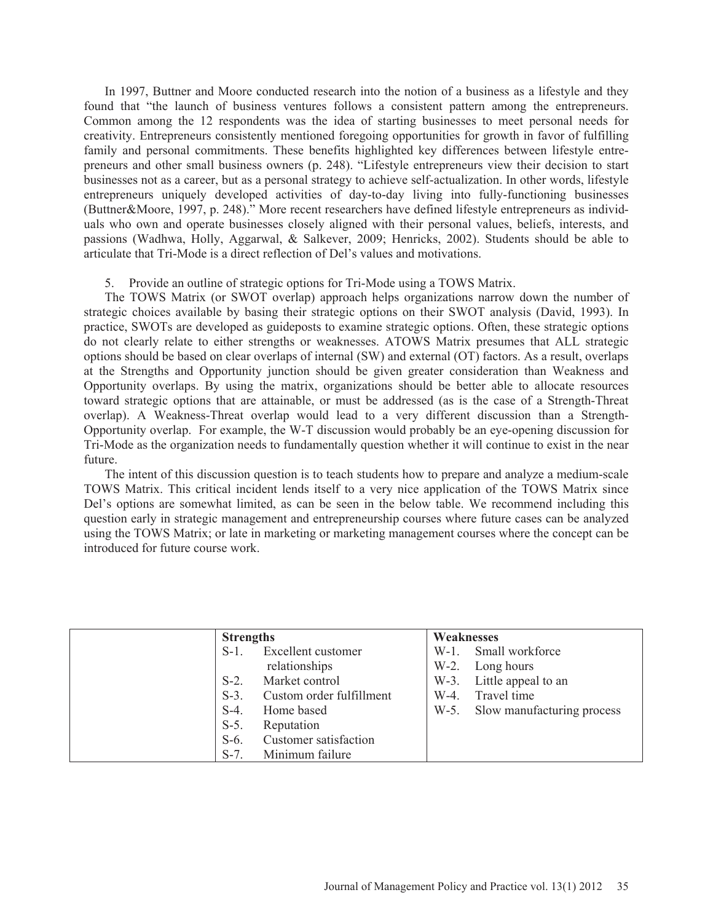In 1997, Buttner and Moore conducted research into the notion of a business as a lifestyle and they found that "the launch of business ventures follows a consistent pattern among the entrepreneurs. Common among the 12 respondents was the idea of starting businesses to meet personal needs for creativity. Entrepreneurs consistently mentioned foregoing opportunities for growth in favor of fulfilling family and personal commitments. These benefits highlighted key differences between lifestyle entrepreneurs and other small business owners (p. 248). "Lifestyle entrepreneurs view their decision to start businesses not as a career, but as a personal strategy to achieve self-actualization. In other words, lifestyle entrepreneurs uniquely developed activities of day-to-day living into fully-functioning businesses (Buttner&Moore, 1997, p. 248)." More recent researchers have defined lifestyle entrepreneurs as individuals who own and operate businesses closely aligned with their personal values, beliefs, interests, and passions (Wadhwa, Holly, Aggarwal, & Salkever, 2009; Henricks, 2002). Students should be able to articulate that Tri-Mode is a direct reflection of Del's values and motivations.

5. Provide an outline of strategic options for Tri-Mode using a TOWS Matrix.

The TOWS Matrix (or SWOT overlap) approach helps organizations narrow down the number of strategic choices available by basing their strategic options on their SWOT analysis (David, 1993). In practice, SWOTs are developed as guideposts to examine strategic options. Often, these strategic options do not clearly relate to either strengths or weaknesses. ATOWS Matrix presumes that ALL strategic options should be based on clear overlaps of internal (SW) and external (OT) factors. As a result, overlaps at the Strengths and Opportunity junction should be given greater consideration than Weakness and Opportunity overlaps. By using the matrix, organizations should be better able to allocate resources toward strategic options that are attainable, or must be addressed (as is the case of a Strength-Threat overlap). A Weakness-Threat overlap would lead to a very different discussion than a Strength-Opportunity overlap. For example, the W-T discussion would probably be an eye-opening discussion for Tri-Mode as the organization needs to fundamentally question whether it will continue to exist in the near future.

The intent of this discussion question is to teach students how to prepare and analyze a medium-scale TOWS Matrix. This critical incident lends itself to a very nice application of the TOWS Matrix since Del's options are somewhat limited, as can be seen in the below table. We recommend including this question early in strategic management and entrepreneurship courses where future cases can be analyzed using the TOWS Matrix; or late in marketing or marketing management courses where the concept can be introduced for future course work.

| | **Strengths** | **Weaknesses** |
|---|---|---|
| | S-1. Excellent customer relationships<br>S-2. Market control<br>S-3. Custom order fulfillment<br>S-4. Home based<br>S-5. Reputation<br>S-6. Customer satisfaction<br>S-7. Minimum failure | W-1. Small workforce<br>W-2. Long hours<br>W-3. Little appeal to an<br>W-4. Travel time<br>W-5. Slow manufacturing process |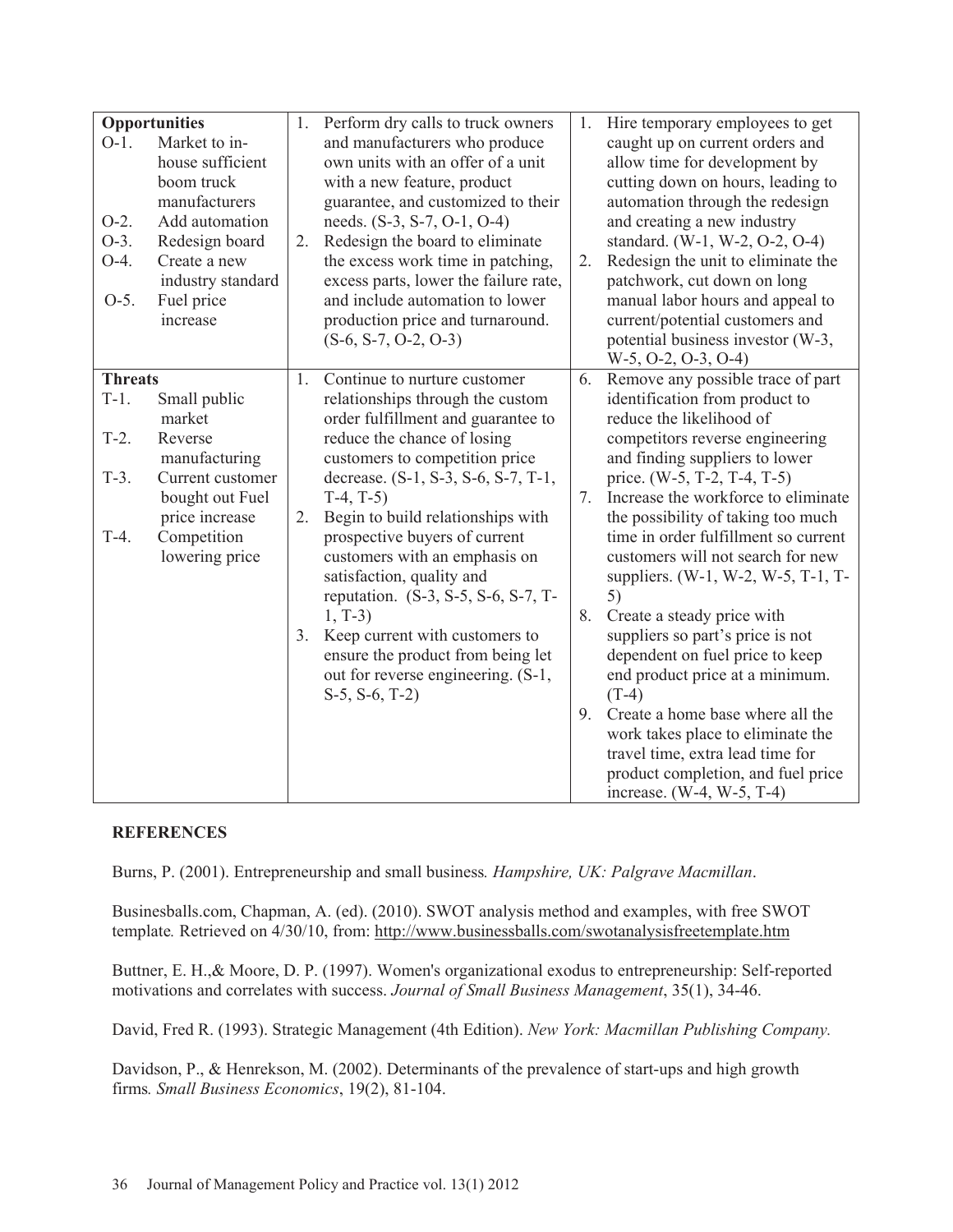| | | |
|---|---|---|
| **Opportunities**<br>O-1. Market to in-house sufficient boom truck manufacturers<br>O-2. Add automation<br>O-3. Redesign board<br>O-4. Create a new industry standard<br>O-5. Fuel price increase | 1. Perform dry calls to truck owners and manufacturers who produce own units with an offer of a unit with a new feature, product guarantee, and customized to their needs. (S-3, S-7, O-1, O-4)<br>2. Redesign the board to eliminate the excess work time in patching, excess parts, lower the failure rate, and include automation to lower production price and turnaround. (S-6, S-7, O-2, O-3) | 1. Hire temporary employees to get caught up on current orders and allow time for development by cutting down on hours, leading to automation through the redesign and creating a new industry standard. (W-1, W-2, O-2, O-4)<br>2. Redesign the unit to eliminate the patchwork, cut down on long manual labor hours and appeal to current/potential customers and potential business investor (W-3, W-5, O-2, O-3, O-4) |
| **Threats**<br>T-1. Small public market<br>T-2. Reverse manufacturing<br>T-3. Current customer bought out Fuel price increase<br>T-4. Competition lowering price | 1. Continue to nurture customer relationships through the custom order fulfillment and guarantee to reduce the chance of losing customers to competition price decrease. (S-1, S-3, S-6, S-7, T-1, T-4, T-5)<br>2. Begin to build relationships with prospective buyers of current customers with an emphasis on satisfaction, quality and reputation. (S-3, S-5, S-6, S-7, T-1, T-3)<br>3. Keep current with customers to ensure the product from being let out for reverse engineering. (S-1, S-5, S-6, T-2) | 6. Remove any possible trace of part identification from product to reduce the likelihood of competitors reverse engineering and finding suppliers to lower price. (W-5, T-2, T-4, T-5)<br>7. Increase the workforce to eliminate the possibility of taking too much time in order fulfillment so current customers will not search for new suppliers. (W-1, W-2, W-5, T-1, T-5)<br>8. Create a steady price with suppliers so part's price is not dependent on fuel price to keep end product price at a minimum. (T-4)<br>9. Create a home base where all the work takes place to eliminate the travel time, extra lead time for product completion, and fuel price increase. (W-4, W-5, T-4) |

## REFERENCES

Burns, P. (2001). Entrepreneurship and small business*. Hampshire, UK: Palgrave Macmillan*.

Businesballs.com, Chapman, A. (ed). (2010). SWOT analysis method and examples, with free SWOT template*.* Retrieved on 4/30/10, from: http://www.businessballs.com/swotanalysisfreetemplate.htm

Buttner, E. H.,& Moore, D. P. (1997). Women's organizational exodus to entrepreneurship: Self-reported motivations and correlates with success. *Journal of Small Business Management*, 35(1), 34-46.

David, Fred R. (1993). Strategic Management (4th Edition). *New York: Macmillan Publishing Company.*

Davidson, P., & Henrekson, M. (2002). Determinants of the prevalence of start-ups and high growth firms*. Small Business Economics*, 19(2), 81-104.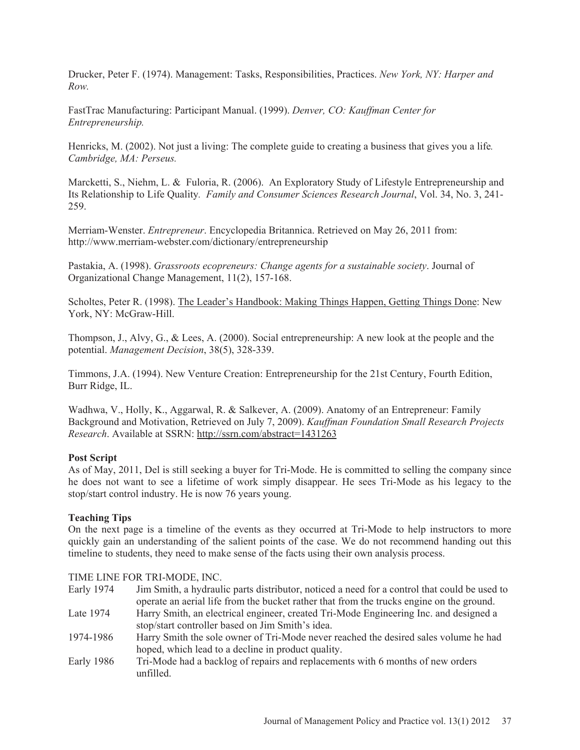Drucker, Peter F. (1974). Management: Tasks, Responsibilities, Practices. *New York, NY: Harper and Row.*

FastTrac Manufacturing: Participant Manual. (1999). *Denver, CO: Kauffman Center for Entrepreneurship.*

Henricks, M. (2002). Not just a living: The complete guide to creating a business that gives you a life*. Cambridge, MA: Perseus.*

Marcketti, S., Niehm, L. & Fuloria, R. (2006). An Exploratory Study of Lifestyle Entrepreneurship and Its Relationship to Life Quality*. Family and Consumer Sciences Research Journal*, Vol. 34, No. 3, 241-259.

Merriam-Wenster. *Entrepreneur*. Encyclopedia Britannica. Retrieved on May 26, 2011 from: http://www.merriam-webster.com/dictionary/entrepreneurship

Pastakia, A. (1998). *Grassroots ecopreneurs: Change agents for a sustainable society*. Journal of Organizational Change Management, 11(2), 157-168.

Scholtes, Peter R. (1998). The Leader's Handbook: Making Things Happen, Getting Things Done: New York, NY: McGraw-Hill.

Thompson, J., Alvy, G., & Lees, A. (2000). Social entrepreneurship: A new look at the people and the potential. *Management Decision*, 38(5), 328-339.

Timmons, J.A. (1994). New Venture Creation: Entrepreneurship for the 21st Century, Fourth Edition, Burr Ridge, IL.

Wadhwa, V., Holly, K., Aggarwal, R. & Salkever, A. (2009). Anatomy of an Entrepreneur: Family Background and Motivation, Retrieved on July 7, 2009). *Kauffman Foundation Small Research Projects Research*. Available at SSRN: http://ssrn.com/abstract=1431263

**Post Script**

As of May, 2011, Del is still seeking a buyer for Tri-Mode. He is committed to selling the company since he does not want to see a lifetime of work simply disappear. He sees Tri-Mode as his legacy to the stop/start control industry. He is now 76 years young.

**Teaching Tips**

On the next page is a timeline of the events as they occurred at Tri-Mode to help instructors to more quickly gain an understanding of the salient points of the case. We do not recommend handing out this timeline to students, they need to make sense of the facts using their own analysis process.

TIME LINE FOR TRI-MODE, INC.

| | |
|---|---|
| Early 1974 | Jim Smith, a hydraulic parts distributor, noticed a need for a control that could be used to operate an aerial life from the bucket rather that from the trucks engine on the ground. |
| Late 1974 | Harry Smith, an electrical engineer, created Tri-Mode Engineering Inc. and designed a stop/start controller based on Jim Smith's idea. |
| 1974-1986 | Harry Smith the sole owner of Tri-Mode never reached the desired sales volume he had hoped, which lead to a decline in product quality. |
| Early 1986 | Tri-Mode had a backlog of repairs and replacements with 6 months of new orders unfilled. |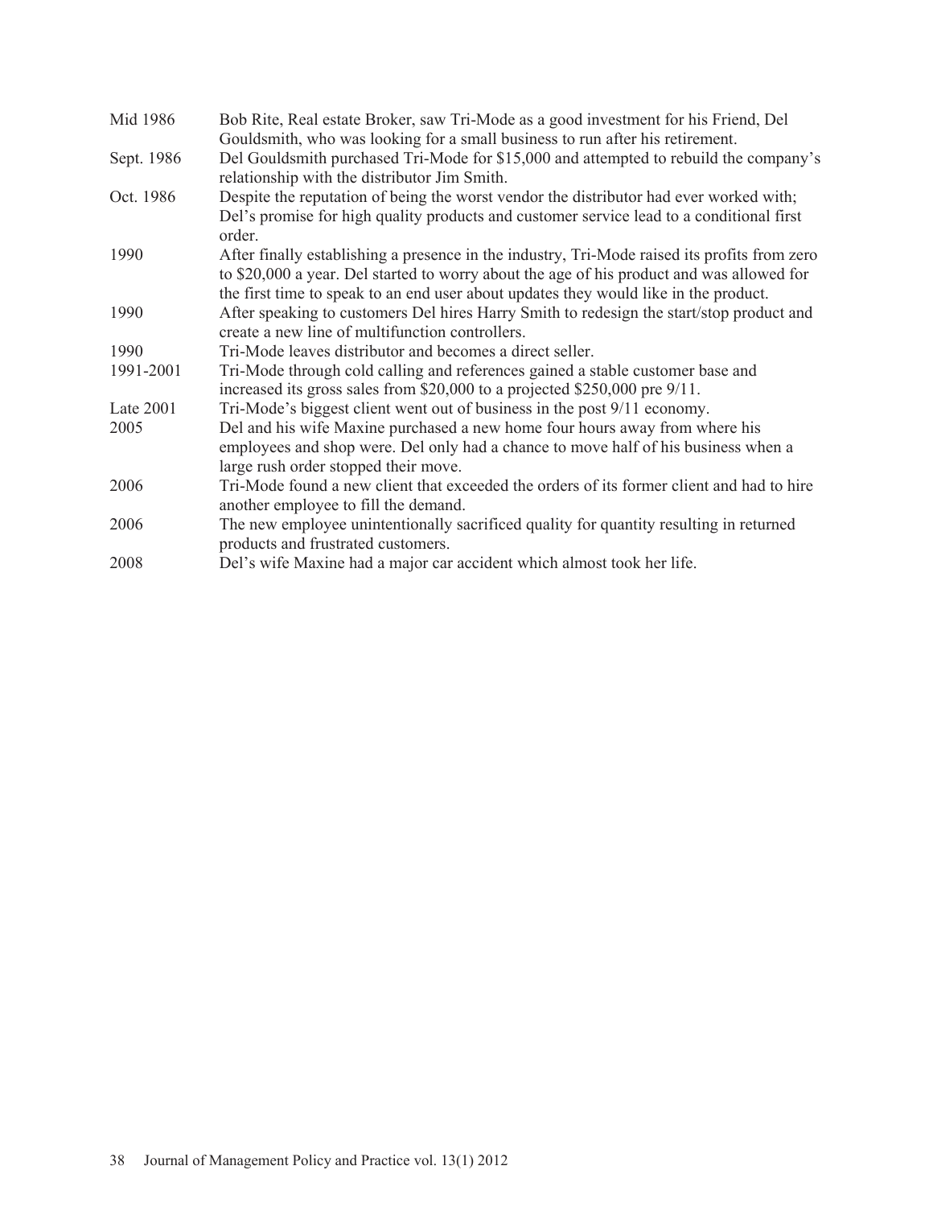| | |
|---|---|
| Mid 1986 | Bob Rite, Real estate Broker, saw Tri-Mode as a good investment for his Friend, Del Gouldsmith, who was looking for a small business to run after his retirement. |
| Sept. 1986 | Del Gouldsmith purchased Tri-Mode for $15,000 and attempted to rebuild the company's relationship with the distributor Jim Smith. |
| Oct. 1986 | Despite the reputation of being the worst vendor the distributor had ever worked with; Del's promise for high quality products and customer service lead to a conditional first order. |
| 1990 | After finally establishing a presence in the industry, Tri-Mode raised its profits from zero to $20,000 a year. Del started to worry about the age of his product and was allowed for the first time to speak to an end user about updates they would like in the product. |
| 1990 | After speaking to customers Del hires Harry Smith to redesign the start/stop product and create a new line of multifunction controllers. |
| 1990 | Tri-Mode leaves distributor and becomes a direct seller. |
| 1991-2001 | Tri-Mode through cold calling and references gained a stable customer base and increased its gross sales from $20,000 to a projected $250,000 pre 9/11. |
| Late 2001 | Tri-Mode's biggest client went out of business in the post 9/11 economy. |
| 2005 | Del and his wife Maxine purchased a new home four hours away from where his employees and shop were. Del only had a chance to move half of his business when a large rush order stopped their move. |
| 2006 | Tri-Mode found a new client that exceeded the orders of its former client and had to hire another employee to fill the demand. |
| 2006 | The new employee unintentionally sacrificed quality for quantity resulting in returned products and frustrated customers. |
| 2008 | Del's wife Maxine had a major car accident which almost took her life. |